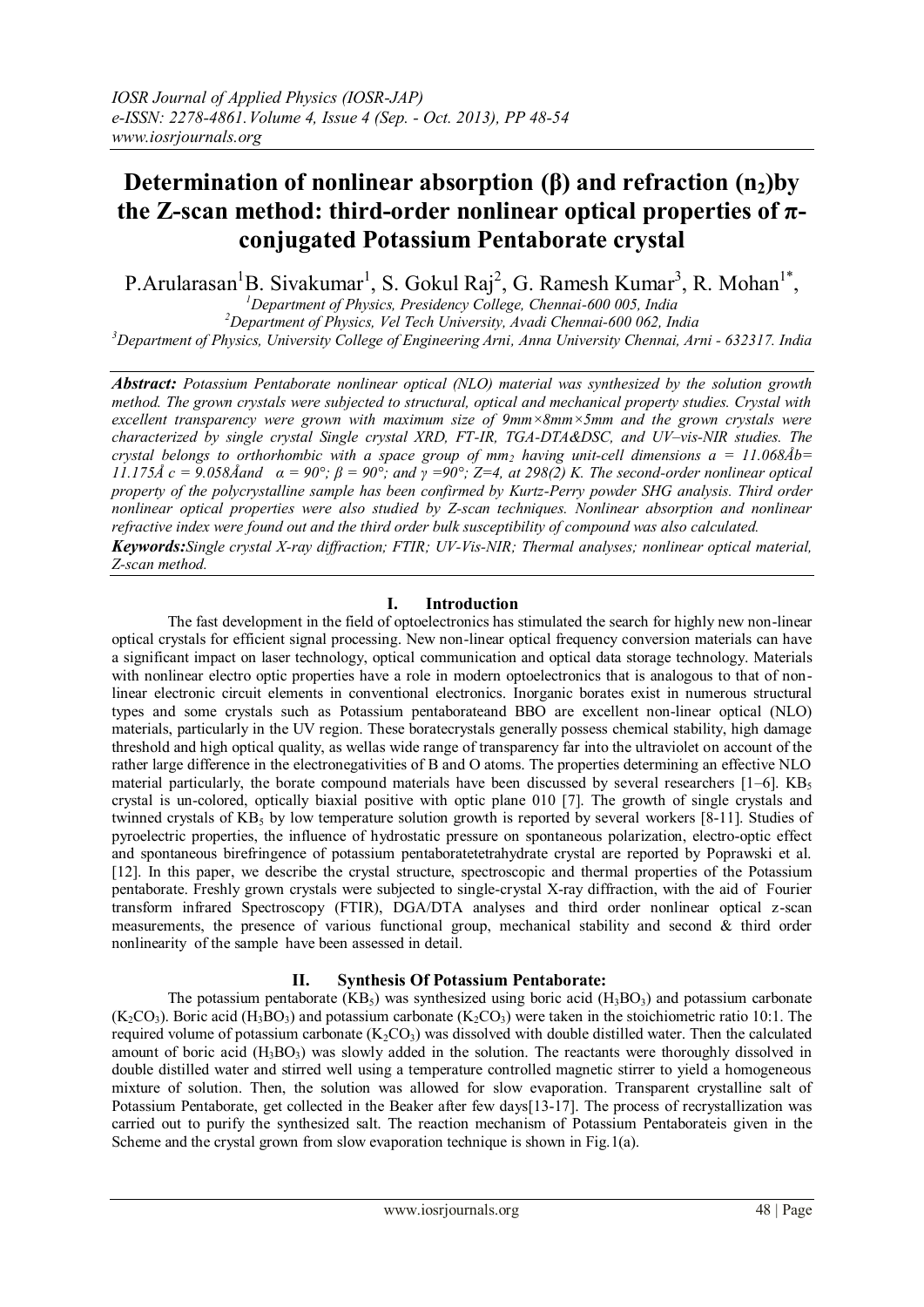# Determination of nonlinear absorption (β) and refraction ($n_2$)by the Z-scan method: third-order nonlinear optical properties of π-conjugated Potassium Pentaborate crystal

P.Arularasan[1]B. Sivakumar[1], S. Gokul Raj[2], G. Ramesh Kumar[3], R. Mohan[1*],

[1]Department of Physics, Presidency College, Chennai-600 005, India
[2]Department of Physics, Vel Tech University, Avadi Chennai-600 062, India
[3]Department of Physics, University College of Engineering Arni, Anna University Chennai, Arni - 632317. India

***Abstract:*** *Potassium Pentaborate nonlinear optical (NLO) material was synthesized by the solution growth method. The grown crystals were subjected to structural, optical and mechanical property studies. Crystal with excellent transparency were grown with maximum size of 9mm×8mm×5mm and the grown crystals were characterized by single crystal Single crystal XRD, FT-IR, TGA-DTA&DSC, and UV–vis-NIR studies. The crystal belongs to orthorhombic with a space group of $mm_2$ having unit-cell dimensions a = 11.068Åb= 11.175Å c = 9.058Åand α = 90°; β = 90°; and γ =90°; Z=4, at 298(2) K. The second-order nonlinear optical property of the polycrystalline sample has been confirmed by Kurtz-Perry powder SHG analysis. Third order nonlinear optical properties were also studied by Z-scan techniques. Nonlinear absorption and nonlinear refractive index were found out and the third order bulk susceptibility of compound was also calculated.*

***Keywords:*** *Single crystal X-ray diffraction; FTIR; UV-Vis-NIR; Thermal analyses; nonlinear optical material, Z-scan method.*

## I. Introduction

The fast development in the field of optoelectronics has stimulated the search for highly new non-linear optical crystals for efficient signal processing. New non-linear optical frequency conversion materials can have a significant impact on laser technology, optical communication and optical data storage technology. Materials with nonlinear electro optic properties have a role in modern optoelectronics that is analogous to that of non-linear electronic circuit elements in conventional electronics. Inorganic borates exist in numerous structural types and some crystals such as Potassium pentaborateand BBO are excellent non-linear optical (NLO) materials, particularly in the UV region. These boratecrystals generally possess chemical stability, high damage threshold and high optical quality, as wellas wide range of transparency far into the ultraviolet on account of the rather large difference in the electronegativities of B and O atoms. The properties determining an effective NLO material particularly, the borate compound materials have been discussed by several researchers [1–6]. $KB_5$ crystal is un-colored, optically biaxial positive with optic plane 010 [7]. The growth of single crystals and twinned crystals of $KB_5$ by low temperature solution growth is reported by several workers [8-11]. Studies of pyroelectric properties, the influence of hydrostatic pressure on spontaneous polarization, electro-optic effect and spontaneous birefringence of potassium pentaboratetetrahydrate crystal are reported by Poprawski et al. [12]. In this paper, we describe the crystal structure, spectroscopic and thermal properties of the Potassium pentaborate. Freshly grown crystals were subjected to single-crystal X-ray diffraction, with the aid of Fourier transform infrared Spectroscopy (FTIR), DGA/DTA analyses and third order nonlinear optical z-scan measurements, the presence of various functional group, mechanical stability and second & third order nonlinearity of the sample have been assessed in detail.

## II. Synthesis Of Potassium Pentaborate:

The potassium pentaborate ($KB_5$) was synthesized using boric acid ($H_3BO_3$) and potassium carbonate ($K_2CO_3$). Boric acid ($H_3BO_3$) and potassium carbonate ($K_2CO_3$) were taken in the stoichiometric ratio 10:1. The required volume of potassium carbonate ($K_2CO_3$) was dissolved with double distilled water. Then the calculated amount of boric acid ($H_3BO_3$) was slowly added in the solution. The reactants were thoroughly dissolved in double distilled water and stirred well using a temperature controlled magnetic stirrer to yield a homogeneous mixture of solution. Then, the solution was allowed for slow evaporation. Transparent crystalline salt of Potassium Pentaborate, get collected in the Beaker after few days[13-17]. The process of recrystallization was carried out to purify the synthesized salt. The reaction mechanism of Potassium Pentaborateis given in the Scheme and the crystal grown from slow evaporation technique is shown in Fig.1(a).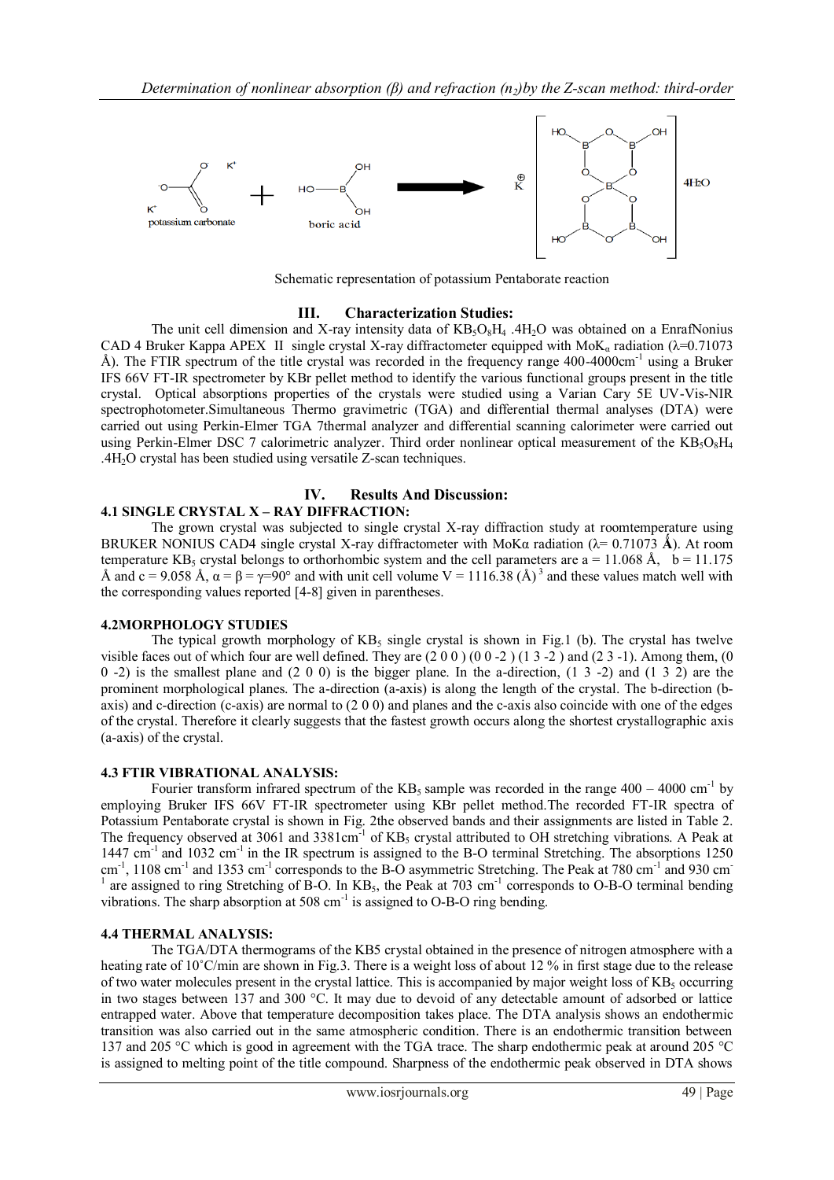Schematic representation of potassium Pentaborate reaction

## III. Characterization Studies:

The unit cell dimension and X-ray intensity data of $KB_5O_8H_4$ .$4H_2O$ was obtained on a EnrafNonius CAD 4 Bruker Kappa APEX II single crystal X-ray diffractometer equipped with $MoK_\alpha$ radiation (λ=0.71073 Å). The FTIR spectrum of the title crystal was recorded in the frequency range 400-4000cm$^{-1}$ using a Bruker IFS 66V FT-IR spectrometer by KBr pellet method to identify the various functional groups present in the title crystal. Optical absorptions properties of the crystals were studied using a Varian Cary 5E UV-Vis-NIR spectrophotometer.Simultaneous Thermo gravimetric (TGA) and differential thermal analyses (DTA) were carried out using Perkin-Elmer TGA 7thermal analyzer and differential scanning calorimeter were carried out using Perkin-Elmer DSC 7 calorimetric analyzer. Third order nonlinear optical measurement of the $KB_5O_8H_4$ .$4H_2O$ crystal has been studied using versatile Z-scan techniques.

## IV. Results And Discussion:

### 4.1 SINGLE CRYSTAL X – RAY DIFFRACTION:

The grown crystal was subjected to single crystal X-ray diffraction study at roomtemperature using BRUKER NONIUS CAD4 single crystal X-ray diffractometer with MoKα radiation (λ= 0.71073 Å). At room temperature $KB_5$ crystal belongs to orthorhombic system and the cell parameters are a = 11.068 Å, b = 11.175 Å and c = 9.058 Å, α = β = γ=90° and with unit cell volume V = 1116.38 (Å)$^3$ and these values match well with the corresponding values reported [4-8] given in parentheses.

### 4.2MORPHOLOGY STUDIES

The typical growth morphology of $KB_5$ single crystal is shown in Fig.1 (b). The crystal has twelve visible faces out of which four are well defined. They are (2 0 0 ) (0 0 -2 ) (1 3 -2 ) and (2 3 -1). Among them, (0 0 -2) is the smallest plane and (2 0 0) is the bigger plane. In the a-direction, (1 3 -2) and (1 3 2) are the prominent morphological planes. The a-direction (a-axis) is along the length of the crystal. The b-direction (b-axis) and c-direction (c-axis) are normal to (2 0 0) and planes and the c-axis also coincide with one of the edges of the crystal. Therefore it clearly suggests that the fastest growth occurs along the shortest crystallographic axis (a-axis) of the crystal.

### 4.3 FTIR VIBRATIONAL ANALYSIS:

Fourier transform infrared spectrum of the $KB_5$ sample was recorded in the range 400 – 4000 cm$^{-1}$ by employing Bruker IFS 66V FT-IR spectrometer using KBr pellet method.The recorded FT-IR spectra of Potassium Pentaborate crystal is shown in Fig. 2the observed bands and their assignments are listed in Table 2. The frequency observed at 3061 and 3381cm$^{-1}$ of $KB_5$ crystal attributed to OH stretching vibrations. A Peak at 1447 cm$^{-1}$ and 1032 cm$^{-1}$ in the IR spectrum is assigned to the B-O terminal Stretching. The absorptions 1250 cm$^{-1}$, 1108 cm$^{-1}$ and 1353 cm$^{-1}$ corresponds to the B-O asymmetric Stretching. The Peak at 780 cm$^{-1}$ and 930 cm$^{-1}$ are assigned to ring Stretching of B-O. In $KB_5$, the Peak at 703 cm$^{-1}$ corresponds to O-B-O terminal bending vibrations. The sharp absorption at 508 cm$^{-1}$ is assigned to O-B-O ring bending.

### 4.4 THERMAL ANALYSIS:

The TGA/DTA thermograms of the KB5 crystal obtained in the presence of nitrogen atmosphere with a heating rate of 10˚C/min are shown in Fig.3. There is a weight loss of about 12 % in first stage due to the release of two water molecules present in the crystal lattice. This is accompanied by major weight loss of $KB_5$ occurring in two stages between 137 and 300 °C. It may due to devoid of any detectable amount of adsorbed or lattice entrapped water. Above that temperature decomposition takes place. The DTA analysis shows an endothermic transition was also carried out in the same atmospheric condition. There is an endothermic transition between 137 and 205 °C which is good in agreement with the TGA trace. The sharp endothermic peak at around 205 °C is assigned to melting point of the title compound. Sharpness of the endothermic peak observed in DTA shows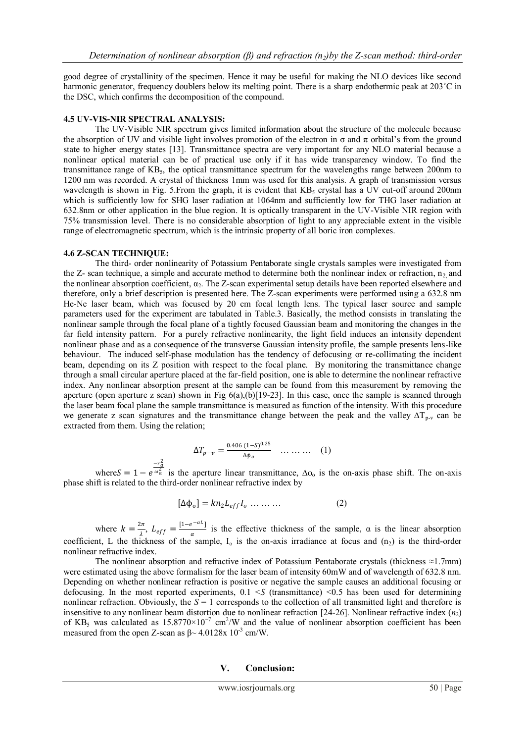good degree of crystallinity of the specimen. Hence it may be useful for making the NLO devices like second harmonic generator, frequency doublers below its melting point. There is a sharp endothermic peak at 203˚C in the DSC, which confirms the decomposition of the compound.

#### 4.5 UV-VIS-NIR SPECTRAL ANALYSIS:

The UV-Visible NIR spectrum gives limited information about the structure of the molecule because the absorption of UV and visible light involves promotion of the electron in σ and π orbital's from the ground state to higher energy states [13]. Transmittance spectra are very important for any NLO material because a nonlinear optical material can be of practical use only if it has wide transparency window. To find the transmittance range of $KB_5$, the optical transmittance spectrum for the wavelengths range between 200nm to 1200 nm was recorded. A crystal of thickness 1mm was used for this analysis. A graph of transmission versus wavelength is shown in Fig. 5.From the graph, it is evident that $KB_5$ crystal has a UV cut-off around 200nm which is sufficiently low for SHG laser radiation at 1064nm and sufficiently low for THG laser radiation at 632.8nm or other application in the blue region. It is optically transparent in the UV-Visible NIR region with 75% transmission level. There is no considerable absorption of light to any appreciable extent in the visible range of electromagnetic spectrum, which is the intrinsic property of all boric iron complexes.

#### 4.6 Z-SCAN TECHNIQUE:

The third- order nonlinearity of Potassium Pentaborate single crystals samples were investigated from the Z- scan technique, a simple and accurate method to determine both the nonlinear index or refraction, $n_2$, and the nonlinear absorption coefficient, $\alpha_2$. The Z-scan experimental setup details have been reported elsewhere and therefore, only a brief description is presented here. The Z-scan experiments were performed using a 632.8 nm He-Ne laser beam, which was focused by 20 cm focal length lens. The typical laser source and sample parameters used for the experiment are tabulated in Table.3. Basically, the method consists in translating the nonlinear sample through the focal plane of a tightly focused Gaussian beam and monitoring the changes in the far field intensity pattern. For a purely refractive nonlinearity, the light field induces an intensity dependent nonlinear phase and as a consequence of the transverse Gaussian intensity profile, the sample presents lens-like behaviour. The induced self-phase modulation has the tendency of defocusing or re-collimating the incident beam, depending on its Z position with respect to the focal plane. By monitoring the transmittance change through a small circular aperture placed at the far-field position, one is able to determine the nonlinear refractive index. Any nonlinear absorption present at the sample can be found from this measurement by removing the aperture (open aperture z scan) shown in Fig 6(a),(b)[19-23]. In this case, once the sample is scanned through the laser beam focal plane the sample transmittance is measured as function of the intensity. With this procedure we generate z scan signatures and the transmittance change between the peak and the valley $\Delta T_{p-v}$ can be extracted from them. Using the relation;

$$\Delta T_{p-v} = \frac{0.406\,(1-S)^{0.25}}{\Delta\phi_o} \quad \dots\dots\dots \quad (1)$$

where $S = 1 - e^{\frac{-r_a^2}{\omega_a^2}}$ is the aperture linear transmittance, $\Delta\phi_o$ is the on-axis phase shift. The on-axis phase shift is related to the third-order nonlinear refractive index by

$$[\Delta\phi_o] = k n_2 L_{eff} I_o \quad \dots\dots\dots \quad (2)$$

where $k = \frac{2\pi}{\lambda}$, $L_{eff} = \frac{[1-e^{-\alpha L}]}{\alpha}$ is the effective thickness of the sample, α is the linear absorption coefficient, L the thickness of the sample, $I_o$ is the on-axis irradiance at focus and ($n_2$) is the third-order nonlinear refractive index.

The nonlinear absorption and refractive index of Potassium Pentaborate crystals (thickness ≈1.7mm) were estimated using the above formalism for the laser beam of intensity 60mW and of wavelength of 632.8 nm. Depending on whether nonlinear refraction is positive or negative the sample causes an additional focusing or defocusing. In the most reported experiments, $0.1 < S$ (transmittance) $<0.5$ has been used for determining nonlinear refraction. Obviously, the $S = 1$ corresponds to the collection of all transmitted light and therefore is insensitive to any nonlinear beam distortion due to nonlinear refraction [24-26]. Nonlinear refractive index ($n_2$) of $KB_5$ was calculated as $15.8770\times10^{-7}$ $cm^2/W$ and the value of nonlinear absorption coefficient has been measured from the open Z-scan as $\beta \sim 4.0128\text{x}\ 10^{-3}$ cm/W.

## V. Conclusion: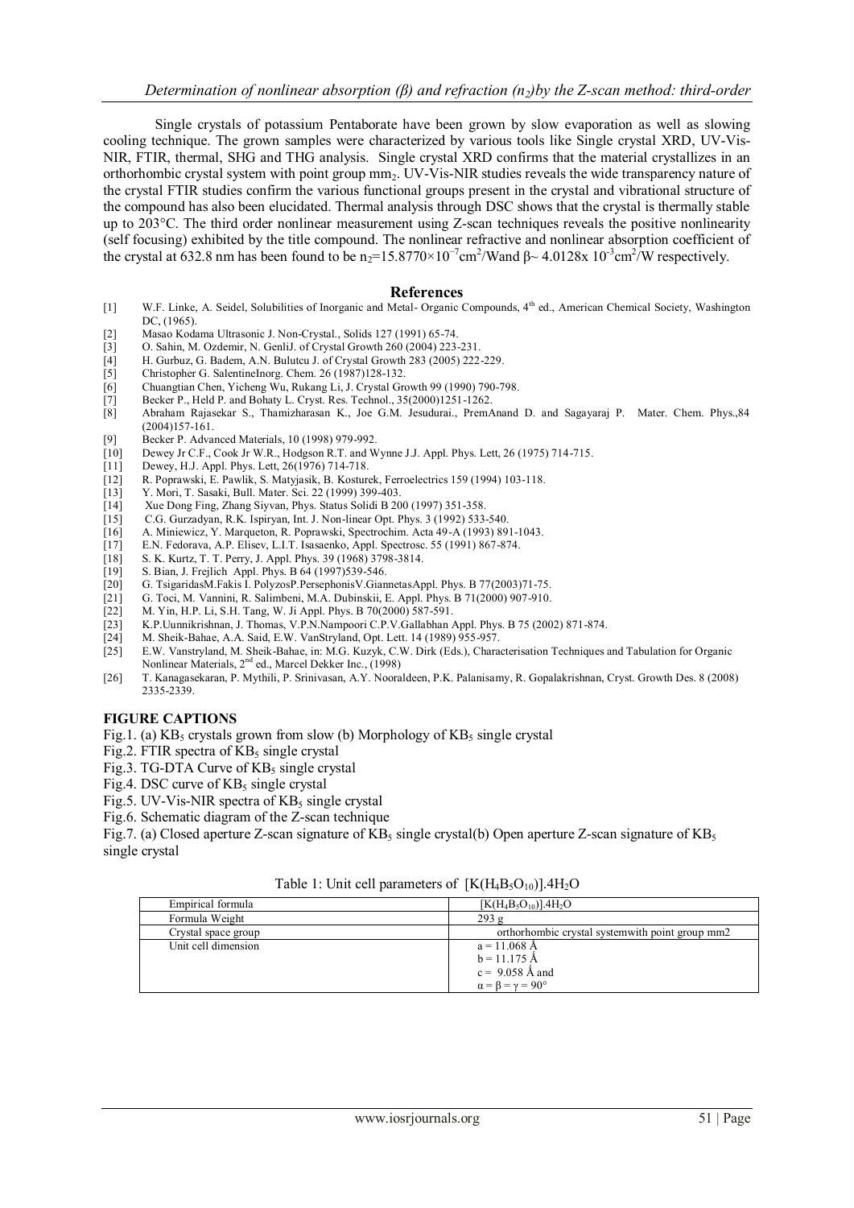Single crystals of potassium Pentaborate have been grown by slow evaporation as well as slowing cooling technique. The grown samples were characterized by various tools like Single crystal XRD, UV-Vis-NIR, FTIR, thermal, SHG and THG analysis. Single crystal XRD confirms that the material crystallizes in an orthorhombic crystal system with point group $mm_2$. UV-Vis-NIR studies reveals the wide transparency nature of the crystal FTIR studies confirm the various functional groups present in the crystal and vibrational structure of the compound has also been elucidated. Thermal analysis through DSC shows that the crystal is thermally stable up to 203°C. The third order nonlinear measurement using Z-scan techniques reveals the positive nonlinearity (self focusing) exhibited by the title compound. The nonlinear refractive and nonlinear absorption coefficient of the crystal at 632.8 nm has been found to be $n_2$=15.8770×$10^{-7}$$cm^2$/Wand β~ 4.0128x $10^{-3}$$cm^2$/W respectively.

## References

[1] W.F. Linke, A. Seidel, Solubilities of Inorganic and Metal- Organic Compounds, 4th ed., American Chemical Society, Washington DC, (1965).

[2] Masao Kodama Ultrasonic J. Non-Crystal., Solids 127 (1991) 65-74.

[3] O. Sahin, M. Ozdemir, N. GenliJ. of Crystal Growth 260 (2004) 223-231.

[4] H. Gurbuz, G. Badem, A.N. Bulutcu J. of Crystal Growth 283 (2005) 222-229.

[5] Christopher G. SalentineInorg. Chem. 26 (1987)128-132.

[6] Chuangtian Chen, Yicheng Wu, Rukang Li, J. Crystal Growth 99 (1990) 790-798.

[7] Becker P., Held P. and Bohaty L. Cryst. Res. Technol., 35(2000)1251-1262.

[8] Abraham Rajasekar S., Thamizharasan K., Joe G.M. Jesudurai., PremAnand D. and Sagayaraj P. Mater. Chem. Phys.,84 (2004)157-161.

[9] Becker P. Advanced Materials, 10 (1998) 979-992.

[10] Dewey Jr C.F., Cook Jr W.R., Hodgson R.T. and Wynne J.J. Appl. Phys. Lett, 26 (1975) 714-715.

[11] Dewey, H.J. Appl. Phys. Lett, 26(1976) 714-718.

[12] R. Poprawski, E. Pawlik, S. Matyjasik, B. Kosturek, Ferroelectrics 159 (1994) 103-118.

[13] Y. Mori, T. Sasaki, Bull. Mater. Sci. 22 (1999) 399-403.

[14] Xue Dong Fing, Zhang Siyvan, Phys. Status Solidi B 200 (1997) 351-358.

[15] C.G. Gurzadyan, R.K. Ispiryan, Int. J. Non-linear Opt. Phys. 3 (1992) 533-540.

[16] A. Miniewicz, Y. Marqueton, R. Poprawski, Spectrochim. Acta 49-A (1993) 891-1043.

[17] E.N. Fedorava, A.P. Elisev, L.I.T. Isasaenko, Appl. Spectrosc. 55 (1991) 867-874.

[18] S. K. Kurtz, T. T. Perry, J. Appl. Phys. 39 (1968) 3798-3814.

[19] S. Bian, J. Frejlich Appl. Phys. B 64 (1997)539-546.

[20] G. TsigaridasM.Fakis I. PolyzosP.PersephonisV.GiannetasAppl. Phys. B 77(2003)71-75.

[21] G. Toci, M. Vannini, R. Salimbeni, M.A. Dubinskii, E. Appl. Phys. B 71(2000) 907-910.

[22] M. Yin, H.P. Li, S.H. Tang, W. Ji Appl. Phys. B 70(2000) 587-591.

[23] K.P.Uunnikrishnan, J. Thomas, V.P.N.Nampoori C.P.V.Gallabhan Appl. Phys. B 75 (2002) 871-874.

[24] M. Sheik-Bahae, A.A. Said, E.W. VanStryland, Opt. Lett. 14 (1989) 955-957.

[25] E.W. Vanstryland, M. Sheik-Bahae, in: M.G. Kuzyk, C.W. Dirk (Eds.), Characterisation Techniques and Tabulation for Organic Nonlinear Materials, 2nd ed., Marcel Dekker Inc., (1998)

[26] T. Kanagasekaran, P. Mythili, P. Srinivasan, A.Y. Nooraldeen, P.K. Palanisamy, R. Gopalakrishnan, Cryst. Growth Des. 8 (2008) 2335-2339.

## FIGURE CAPTIONS

Fig.1. (a) $KB_5$ crystals grown from slow (b) Morphology of $KB_5$ single crystal

Fig.2. FTIR spectra of $KB_5$ single crystal

Fig.3. TG-DTA Curve of $KB_5$ single crystal

Fig.4. DSC curve of $KB_5$ single crystal

Fig.5. UV-Vis-NIR spectra of $KB_5$ single crystal

Fig.6. Schematic diagram of the Z-scan technique

Fig.7. (a) Closed aperture Z-scan signature of $KB_5$ single crystal(b) Open aperture Z-scan signature of $KB_5$ single crystal

Table 1: Unit cell parameters of $[K(H_4B_5O_{10})].4H_2O$

| Empirical formula | $[K(H_4B_5O_{10})].4H_2O$ |
|---|---|
| Formula Weight | 293 g |
| Crystal space group | orthorhombic crystal systemwith point group mm2 |
| Unit cell dimension | a = 11.068 Å<br>b = 11.175 Å<br>c = 9.058 Å and<br>α = β = γ = 90° |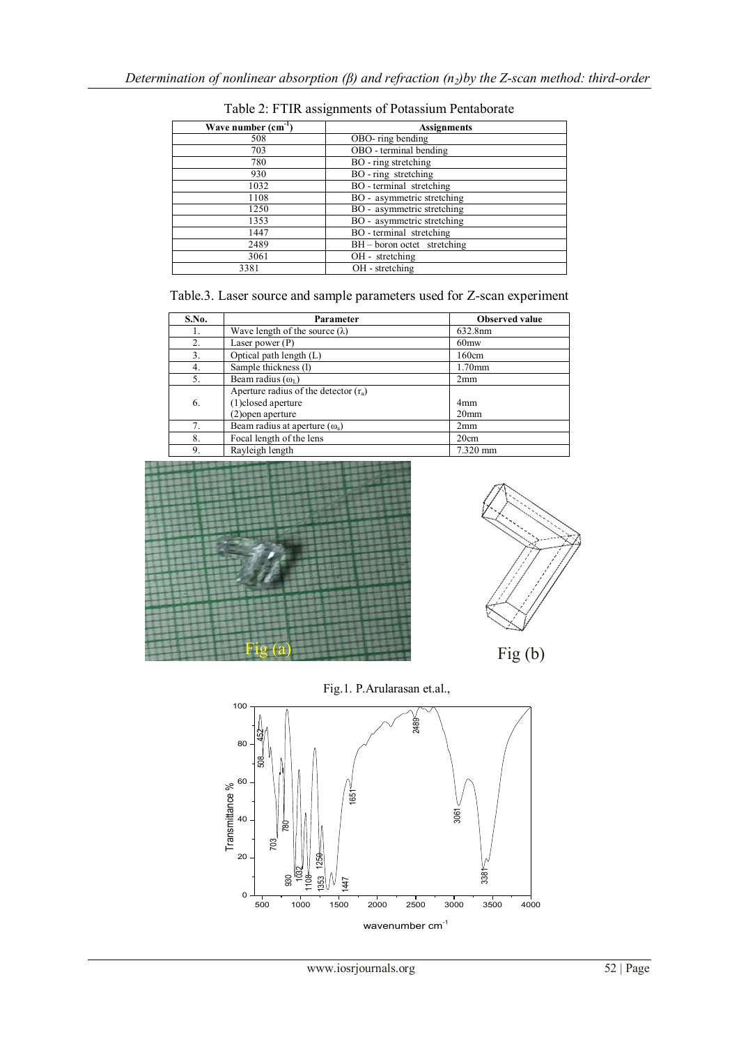Table 2: FTIR assignments of Potassium Pentaborate

| Wave number ($cm^{-1}$) | Assignments |
|---|---|
| 508 | OBO- ring bending |
| 703 | OBO - terminal bending |
| 780 | BO - ring stretching |
| 930 | BO - ring stretching |
| 1032 | BO - terminal stretching |
| 1108 | BO - asymmetric stretching |
| 1250 | BO - asymmetric stretching |
| 1353 | BO - asymmetric stretching |
| 1447 | BO - terminal stretching |
| 2489 | BH – boron octet stretching |
| 3061 | OH - stretching |
| 3381 | OH - stretching |

Table.3. Laser source and sample parameters used for Z-scan experiment

| S.No. | Parameter | Observed value |
|---|---|---|
| 1. | Wave length of the source (λ) | 632.8nm |
| 2. | Laser power (P) | 60mw |
| 3. | Optical path length (L) | 160cm |
| 4. | Sample thickness (l) | 1.70mm |
| 5. | Beam radius ($\omega_L$) | 2mm |
| 6. | Aperture radius of the detector ($r_a$)<br>(1)closed aperture<br>(2)open aperture | <br>4mm<br>20mm |
| 7. | Beam radius at aperture ($\omega_a$) | 2mm |
| 8. | Focal length of the lens | 20cm |
| 9. | Rayleigh length | 7.320 mm |

Fig (a)

Fig (b)

Fig.1. P.Arularasan et.al.,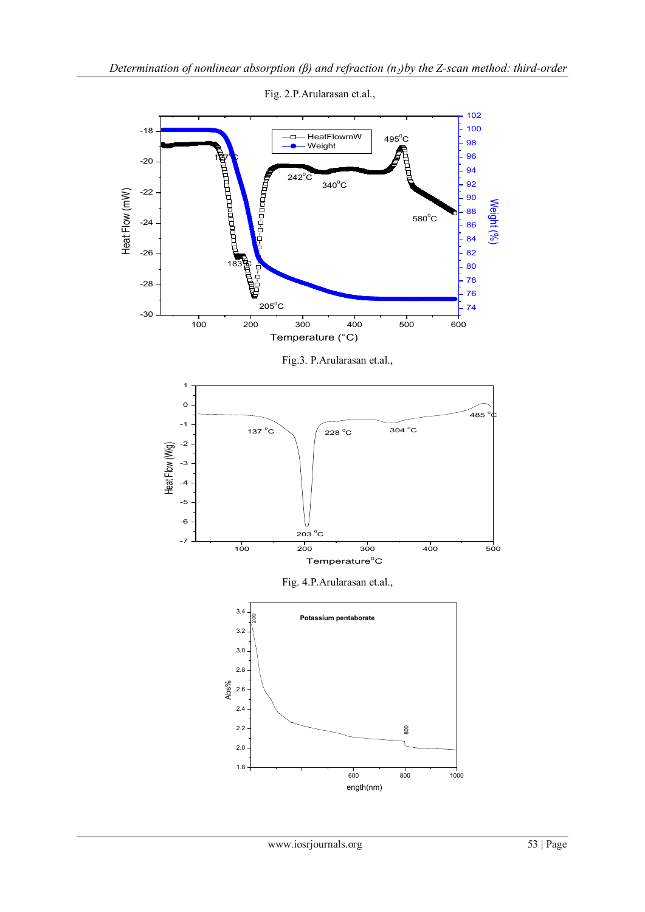Fig. 2.P.Arularasan et.al.,

Fig.3. P.Arularasan et.al.,

Fig. 4.P.Arularasan et.al.,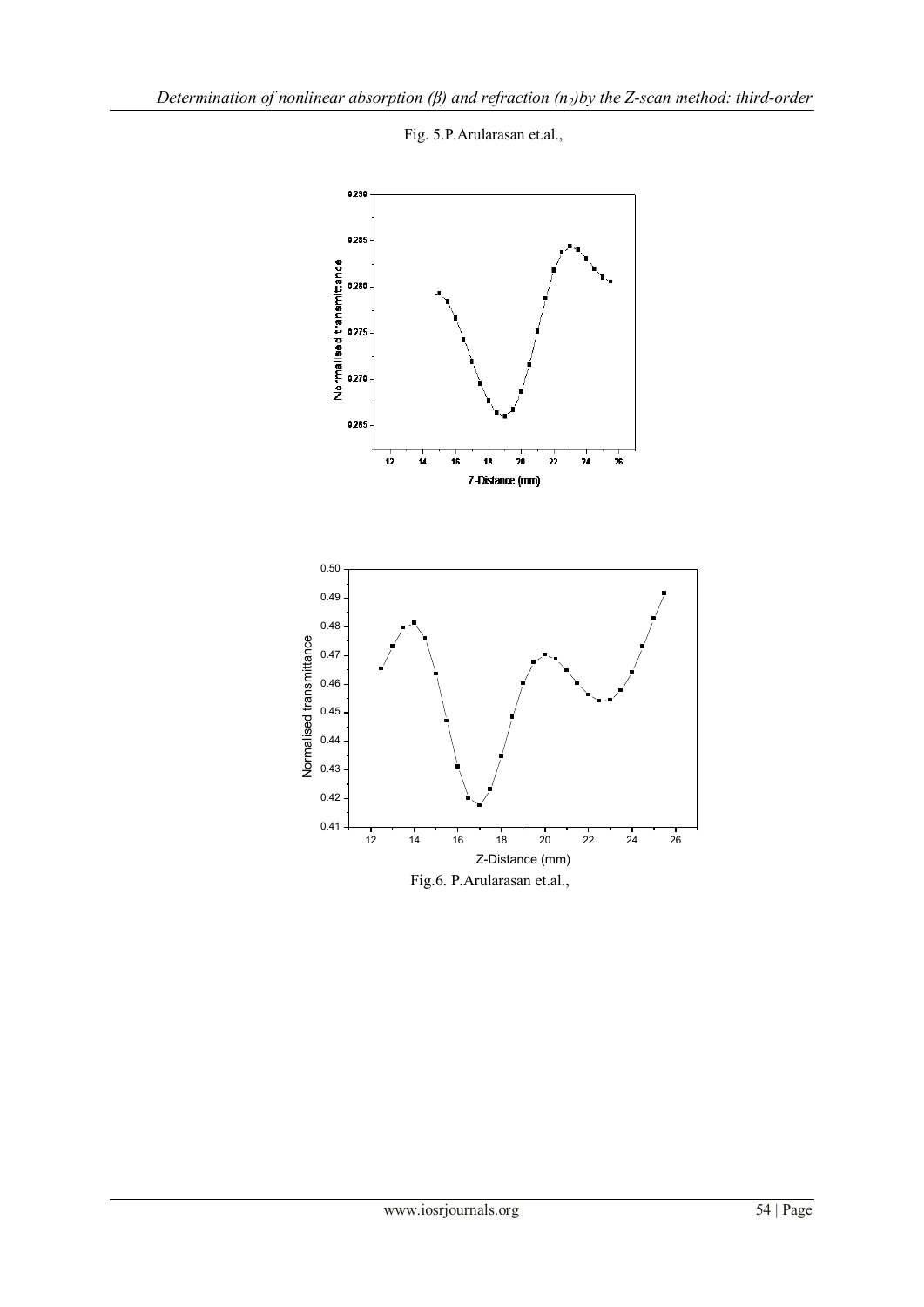Fig. 5.P.Arularasan et.al.,

0.290
0.285
0.280
0.275
0.270
0.265
Normalised transmittance
12 14 16 18 20 22 24 26
Z-Distance (mm)

0.50
0.49
0.48
0.47
0.46
0.45
0.44
0.43
0.42
0.41
Normalised transmittance
12 14 16 18 20 22 24 26
Z-Distance (mm)

Fig.6. P.Arularasan et.al.,